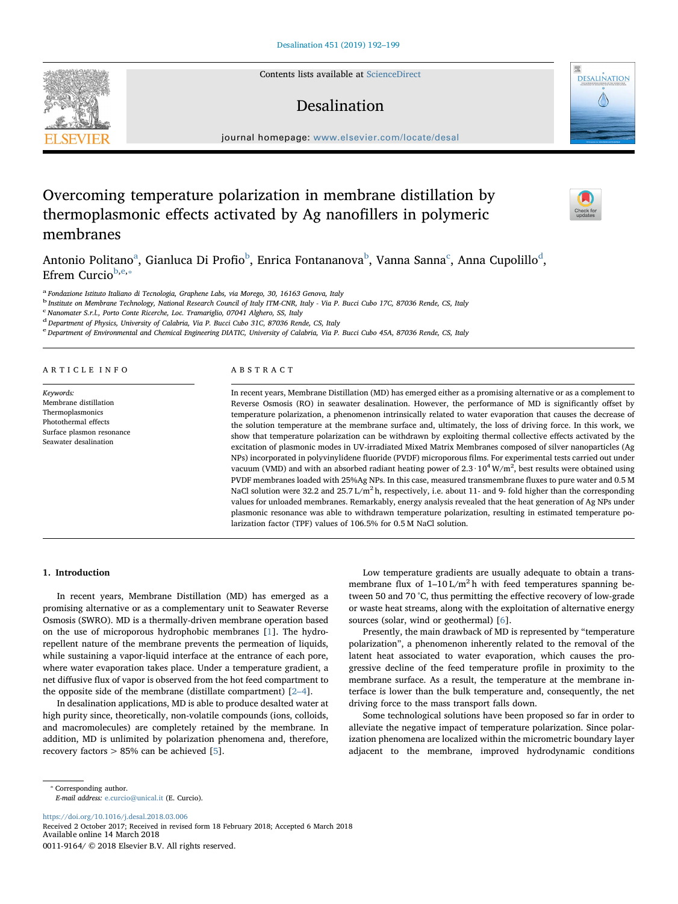# Overcoming temperature polarization in membrane distillation by thermoplasmonic effects activated by Ag nanofillers in polymeric membranes

Antonio Politano[a], Gianluca Di Profio[b], Enrica Fontananova[b], Vanna Sanna[c], Anna Cupolillo[d], Efrem Curcio[b,e,*]

[a] Fondazione Istituto Italiano di Tecnologia, Graphene Labs, via Morego, 30, 16163 Genova, Italy
[b] Institute on Membrane Technology, National Research Council of Italy ITM-CNR, Italy - Via P. Bucci Cubo 17C, 87036 Rende, CS, Italy
[c] Nanomater S.r.l., Porto Conte Ricerche, Loc. Tramariglio, 07041 Alghero, SS, Italy
[d] Department of Physics, University of Calabria, Via P. Bucci Cubo 31C, 87036 Rende, CS, Italy
[e] Department of Environmental and Chemical Engineering DIATIC, University of Calabria, Via P. Bucci Cubo 45A, 87036 Rende, CS, Italy

## ARTICLE INFO

*Keywords:*
Membrane distillation
Thermoplasmonics
Photothermal effects
Surface plasmon resonance
Seawater desalination

## ABSTRACT

In recent years, Membrane Distillation (MD) has emerged either as a promising alternative or as a complement to Reverse Osmosis (RO) in seawater desalination. However, the performance of MD is significantly offset by temperature polarization, a phenomenon intrinsically related to water evaporation that causes the decrease of the solution temperature at the membrane surface and, ultimately, the loss of driving force. In this work, we show that temperature polarization can be withdrawn by exploiting thermal collective effects activated by the excitation of plasmonic modes in UV-irradiated Mixed Matrix Membranes composed of silver nanoparticles (Ag NPs) incorporated in polyvinylidene fluoride (PVDF) microporous films. For experimental tests carried out under vacuum (VMD) and with an absorbed radiant heating power of $2.3 \cdot 10^4$ W/m$^2$, best results were obtained using PVDF membranes loaded with 25%Ag NPs. In this case, measured transmembrane fluxes to pure water and 0.5 M NaCl solution were 32.2 and 25.7 L/m$^2$ h, respectively, i.e. about 11- and 9- fold higher than the corresponding values for unloaded membranes. Remarkably, energy analysis revealed that the heat generation of Ag NPs under plasmonic resonance was able to withdraw temperature polarization, resulting in estimated temperature polarization factor (TPF) values of 106.5% for 0.5 M NaCl solution.

## 1. Introduction

In recent years, Membrane Distillation (MD) has emerged as a promising alternative or as a complementary unit to Seawater Reverse Osmosis (SWRO). MD is a thermally-driven membrane operation based on the use of microporous hydrophobic membranes [1]. The hydro-repellent nature of the membrane prevents the permeation of liquids, while sustaining a vapor-liquid interface at the entrance of each pore, where water evaporation takes place. Under a temperature gradient, a net diffusive flux of vapor is observed from the hot feed compartment to the opposite side of the membrane (distillate compartment) [2–4].

In desalination applications, MD is able to produce desalted water at high purity since, theoretically, non-volatile compounds (ions, colloids, and macromolecules) are completely retained by the membrane. In addition, MD is unlimited by polarization phenomena and, therefore, recovery factors > 85% can be achieved [5].

Low temperature gradients are usually adequate to obtain a transmembrane flux of 1–10 L/m$^2$ h with feed temperatures spanning between 50 and 70 °C, thus permitting the effective recovery of low-grade or waste heat streams, along with the exploitation of alternative energy sources (solar, wind or geothermal) [6].

Presently, the main drawback of MD is represented by "temperature polarization", a phenomenon inherently related to the removal of the latent heat associated to water evaporation, which causes the progressive decline of the feed temperature profile in proximity to the membrane surface. As a result, the temperature at the membrane interface is lower than the bulk temperature and, consequently, the net driving force to the mass transport falls down.

Some technological solutions have been proposed so far in order to alleviate the negative impact of temperature polarization. Since polarization phenomena are localized within the micrometric boundary layer adjacent to the membrane, improved hydrodynamic conditions

* Corresponding author.
*E-mail address:* e.curcio@unical.it (E. Curcio).

https://doi.org/10.1016/j.desal.2018.03.006
Received 2 October 2017; Received in revised form 18 February 2018; Accepted 6 March 2018
Available online 14 March 2018
0011-9164/ © 2018 Elsevier B.V. All rights reserved.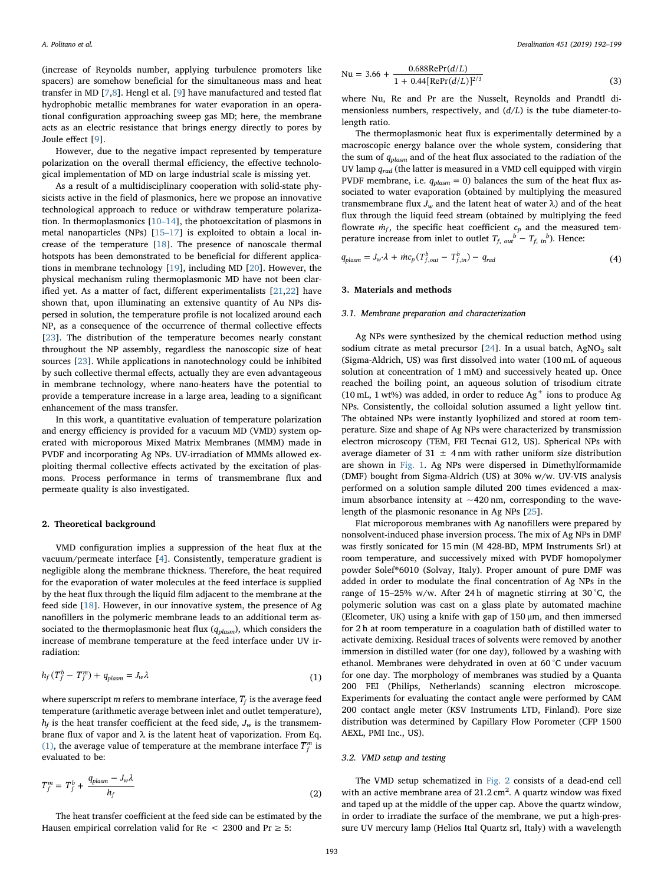(increase of Reynolds number, applying turbulence promoters like spacers) are somehow beneficial for the simultaneous mass and heat transfer in MD [7,8]. Hengl et al. [9] have manufactured and tested flat hydrophobic metallic membranes for water evaporation in an operational configuration approaching sweep gas MD; here, the membrane acts as an electric resistance that brings energy directly to pores by Joule effect [9].

However, due to the negative impact represented by temperature polarization on the overall thermal efficiency, the effective technological implementation of MD on large industrial scale is missing yet.

As a result of a multidisciplinary cooperation with solid-state physicists active in the field of plasmonics, here we propose an innovative technological approach to reduce or withdraw temperature polarization. In thermoplasmonics [10–14], the photoexcitation of plasmons in metal nanoparticles (NPs) [15–17] is exploited to obtain a local increase of the temperature [18]. The presence of nanoscale thermal hotspots has been demonstrated to be beneficial for different applications in membrane technology [19], including MD [20]. However, the physical mechanism ruling thermoplasmonic MD have not been clarified yet. As a matter of fact, different experimentalists [21,22] have shown that, upon illuminating an extensive quantity of Au NPs dispersed in solution, the temperature profile is not localized around each NP, as a consequence of the occurrence of thermal collective effects [23]. The distribution of the temperature becomes nearly constant throughout the NP assembly, regardless the nanoscopic size of heat sources [23]. While applications in nanotechnology could be inhibited by such collective thermal effects, actually they are even advantageous in membrane technology, where nano-heaters have the potential to provide a temperature increase in a large area, leading to a significant enhancement of the mass transfer.

In this work, a quantitative evaluation of temperature polarization and energy efficiency is provided for a vacuum MD (VMD) system operated with microporous Mixed Matrix Membranes (MMM) made in PVDF and incorporating Ag NPs. UV-irradiation of MMMs allowed exploiting thermal collective effects activated by the excitation of plasmons. Process performance in terms of transmembrane flux and permeate quality is also investigated.

## 2. Theoretical background

VMD configuration implies a suppression of the heat flux at the vacuum/permeate interface [4]. Consistently, temperature gradient is negligible along the membrane thickness. Therefore, the heat required for the evaporation of water molecules at the feed interface is supplied by the heat flux through the liquid film adjacent to the membrane at the feed side [18]. However, in our innovative system, the presence of Ag nanofillers in the polymeric membrane leads to an additional term associated to the thermoplasmonic heat flux ($q_{plasm}$), which considers the increase of membrane temperature at the feed interface under UV irradiation:

$$h_f(\overline{T}_f^b - \overline{T}_f^m) + q_{plasm} = J_w\lambda \tag{1}$$

where superscript $m$ refers to membrane interface, $\overline{T}_f$ is the average feed temperature (arithmetic average between inlet and outlet temperature), $h_f$ is the heat transfer coefficient at the feed side, $J_w$ is the transmembrane flux of vapor and λ is the latent heat of vaporization. From Eq. (1), the average value of temperature at the membrane interface $\overline{T}_f^m$ is evaluated to be:

$$\overline{T}_f^m = \overline{T}_f^b + \frac{q_{plasm} - J_w\lambda}{h_f} \tag{2}$$

The heat transfer coefficient at the feed side can be estimated by the Hausen empirical correlation valid for $Re < 2300$ and $Pr \geq 5$:

$$\mathrm{Nu} = 3.66 + \frac{0.688\mathrm{RePr}(d/L)}{1 + 0.44[\mathrm{RePr}(d/L)]^{2/3}} \tag{3}$$

where Nu, Re and Pr are the Nusselt, Reynolds and Prandtl dimensionless numbers, respectively, and $(d/L)$ is the tube diameter-to-length ratio.

The thermoplasmonic heat flux is experimentally determined by a macroscopic energy balance over the whole system, considering that the sum of $q_{plasm}$ and of the heat flux associated to the radiation of the UV lamp $q_{rad}$ (the latter is measured in a VMD cell equipped with virgin PVDF membrane, i.e. $q_{plasm} = 0$) balances the sum of the heat flux associated to water evaporation (obtained by multiplying the measured transmembrane flux $J_w$ and the latent heat of water λ) and of the heat flux through the liquid feed stream (obtained by multiplying the feed flowrate $\dot{m}_f$, the specific heat coefficient $c_p$ and the measured temperature increase from inlet to outlet $T_{f,\,out}^{\;b} - T_{f,\,in}^{\;b}$). Hence:

$$q_{plasm} = J_w \cdot \lambda + \dot{m}c_p(T_{f,out}^b - T_{f,in}^b) - q_{rad} \tag{4}$$

## 3. Materials and methods

### 3.1. Membrane preparation and characterization

Ag NPs were synthesized by the chemical reduction method using sodium citrate as metal precursor [24]. In a usual batch, $AgNO_3$ salt (Sigma-Aldrich, US) was first dissolved into water (100 mL of aqueous solution at concentration of 1 mM) and successively heated up. Once reached the boiling point, an aqueous solution of trisodium citrate (10 mL, 1 wt%) was added, in order to reduce $Ag^+$ ions to produce Ag NPs. Consistently, the colloidal solution assumed a light yellow tint. The obtained NPs were instantly lyophilized and stored at room temperature. Size and shape of Ag NPs were characterized by transmission electron microscopy (TEM, FEI Tecnai G12, US). Spherical NPs with average diameter of 31 ± 4 nm with rather uniform size distribution are shown in Fig. 1. Ag NPs were dispersed in Dimethylformamide (DMF) bought from Sigma-Aldrich (US) at 30% w/w. UV-VIS analysis performed on a solution sample diluted 200 times evidenced a maximum absorbance intensity at ~420 nm, corresponding to the wavelength of the plasmonic resonance in Ag NPs [25].

Flat microporous membranes with Ag nanofillers were prepared by nonsolvent-induced phase inversion process. The mix of Ag NPs in DMF was firstly sonicated for 15 min (M 428-BD, MPM Instruments Srl) at room temperature, and successively mixed with PVDF homopolymer powder Solef®6010 (Solvay, Italy). Proper amount of pure DMF was added in order to modulate the final concentration of Ag NPs in the range of 15–25% w/w. After 24 h of magnetic stirring at 30 °C, the polymeric solution was cast on a glass plate by automated machine (Elcometer, UK) using a knife with gap of 150 μm, and then immersed for 2 h at room temperature in a coagulation bath of distilled water to activate demixing. Residual traces of solvents were removed by another immersion in distilled water (for one day), followed by a washing with ethanol. Membranes were dehydrated in oven at 60 °C under vacuum for one day. The morphology of membranes was studied by a Quanta 200 FEI (Philips, Netherlands) scanning electron microscope. Experiments for evaluating the contact angle were performed by CAM 200 contact angle meter (KSV Instruments LTD, Finland). Pore size distribution was determined by Capillary Flow Porometer (CFP 1500 AEXL, PMI Inc., US).

### 3.2. VMD setup and testing

The VMD setup schematized in Fig. 2 consists of a dead-end cell with an active membrane area of 21.2 cm². A quartz window was fixed and taped up at the middle of the upper cap. Above the quartz window, in order to irradiate the surface of the membrane, we put a high-pressure UV mercury lamp (Helios Ital Quartz srl, Italy) with a wavelength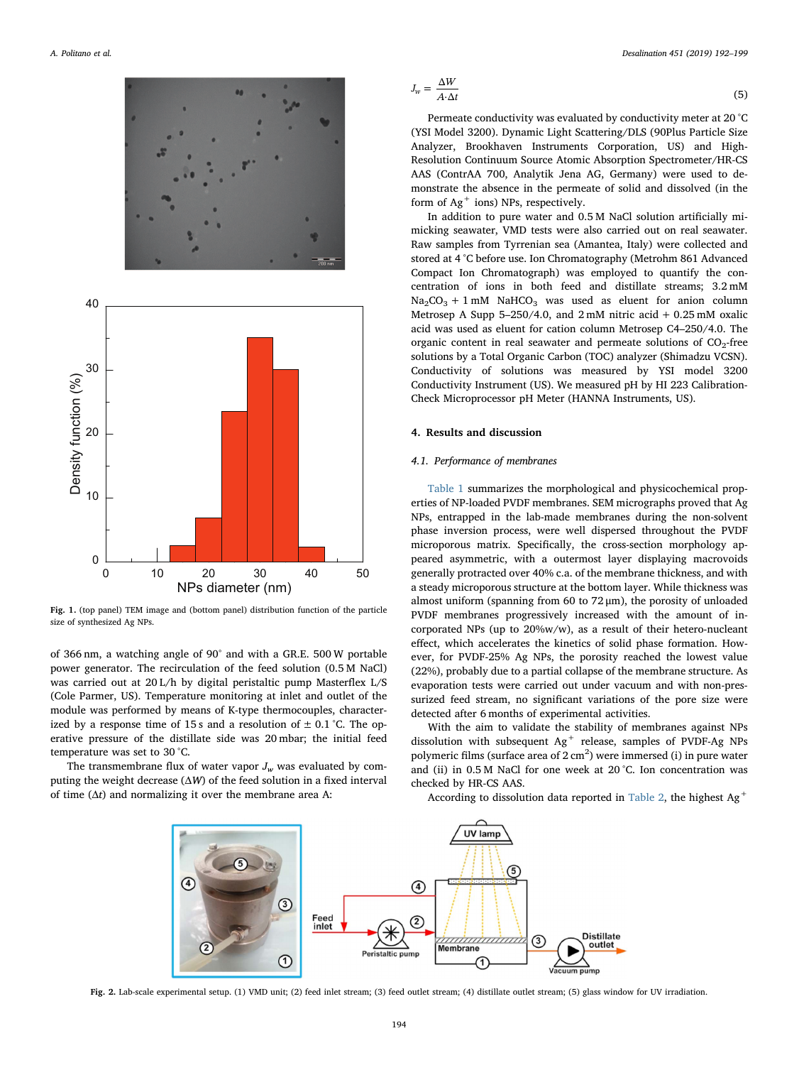Fig. 1. (top panel) TEM image and (bottom panel) distribution function of the particle size of synthesized Ag NPs.

of 366 nm, a watching angle of 90° and with a GR.E. 500 W portable power generator. The recirculation of the feed solution (0.5 M NaCl) was carried out at 20 L/h by digital peristaltic pump Masterflex L/S (Cole Parmer, US). Temperature monitoring at inlet and outlet of the module was performed by means of K-type thermocouples, characterized by a response time of 15 s and a resolution of ± 0.1 °C. The operative pressure of the distillate side was 20 mbar; the initial feed temperature was set to 30 °C.

The transmembrane flux of water vapor $J_w$ was evaluated by computing the weight decrease ($\Delta W$) of the feed solution in a fixed interval of time ($\Delta t$) and normalizing it over the membrane area A:

$$J_w = \frac{\Delta W}{A \cdot \Delta t} \tag{5}$$

Permeate conductivity was evaluated by conductivity meter at 20 °C (YSI Model 3200). Dynamic Light Scattering/DLS (90Plus Particle Size Analyzer, Brookhaven Instruments Corporation, US) and High-Resolution Continuum Source Atomic Absorption Spectrometer/HR-CS AAS (ContrAA 700, Analytik Jena AG, Germany) were used to demonstrate the absence in the permeate of solid and dissolved (in the form of $Ag^+$ ions) NPs, respectively.

In addition to pure water and 0.5 M NaCl solution artificially mimicking seawater, VMD tests were also carried out on real seawater. Raw samples from Tyrrenian sea (Amantea, Italy) were collected and stored at 4 °C before use. Ion Chromatography (Metrohm 861 Advanced Compact Ion Chromatograph) was employed to quantify the concentration of ions in both feed and distillate streams; 3.2 mM $Na_2CO_3$ + 1 mM $NaHCO_3$ was used as eluent for anion column Metrosep A Supp 5–250/4.0, and 2 mM nitric acid + 0.25 mM oxalic acid was used as eluent for cation column Metrosep C4–250/4.0. The organic content in real seawater and permeate solutions of $CO_2$-free solutions by a Total Organic Carbon (TOC) analyzer (Shimadzu VCSN). Conductivity of solutions was measured by YSI model 3200 Conductivity Instrument (US). We measured pH by HI 223 Calibration-Check Microprocessor pH Meter (HANNA Instruments, US).

## 4. Results and discussion

### 4.1. Performance of membranes

Table 1 summarizes the morphological and physicochemical properties of NP-loaded PVDF membranes. SEM micrographs proved that Ag NPs, entrapped in the lab-made membranes during the non-solvent phase inversion process, were well dispersed throughout the PVDF microporous matrix. Specifically, the cross-section morphology appeared asymmetric, with a outermost layer displaying macrovoids generally protracted over 40% c.a. of the membrane thickness, and with a steady microporous structure at the bottom layer. While thickness was almost uniform (spanning from 60 to 72 µm), the porosity of unloaded PVDF membranes progressively increased with the amount of incorporated NPs (up to 20%w/w), as a result of their hetero-nucleant effect, which accelerates the kinetics of solid phase formation. However, for PVDF-25% Ag NPs, the porosity reached the lowest value (22%), probably due to a partial collapse of the membrane structure. As evaporation tests were carried out under vacuum and with non-pressurized feed stream, no significant variations of the pore size were detected after 6 months of experimental activities.

With the aim to validate the stability of membranes against NPs dissolution with subsequent $Ag^+$ release, samples of PVDF-Ag NPs polymeric films (surface area of 2 $cm^2$) were immersed (i) in pure water and (ii) in 0.5 M NaCl for one week at 20 °C. Ion concentration was checked by HR-CS AAS.

According to dissolution data reported in Table 2, the highest $Ag^+$

Fig. 2. Lab-scale experimental setup. (1) VMD unit; (2) feed inlet stream; (3) feed outlet stream; (4) distillate outlet stream; (5) glass window for UV irradiation.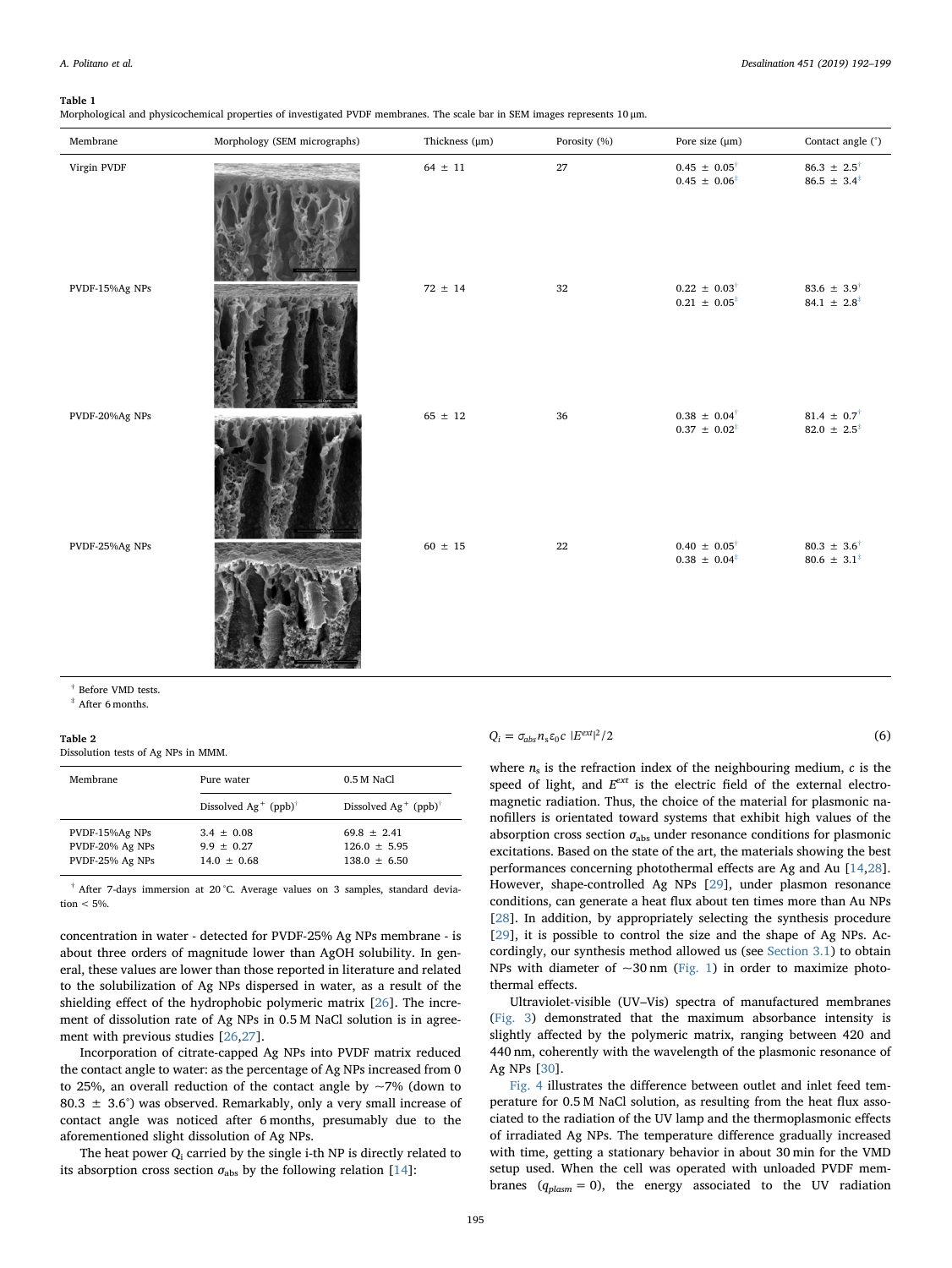**Table 1**

Morphological and physicochemical properties of investigated PVDF membranes. The scale bar in SEM images represents 10 μm.

| Membrane | Morphology (SEM micrographs) | Thickness (μm) | Porosity (%) | Pore size (μm) | Contact angle (°) |
|---|---|---|---|---|---|
| Virgin PVDF | | 64 ± 11 | 27 | 0.45 ± 0.05[†]<br>0.45 ± 0.06[‡] | 86.3 ± 2.5[†]<br>86.5 ± 3.4[‡] |
| PVDF-15%Ag NPs | | 72 ± 14 | 32 | 0.22 ± 0.03[†]<br>0.21 ± 0.05[‡] | 83.6 ± 3.9[†]<br>84.1 ± 2.8[‡] |
| PVDF-20%Ag NPs | | 65 ± 12 | 36 | 0.38 ± 0.04[†]<br>0.37 ± 0.02[‡] | 81.4 ± 0.7[†]<br>82.0 ± 2.5[‡] |
| PVDF-25%Ag NPs | | 60 ± 15 | 22 | 0.40 ± 0.05[†]<br>0.38 ± 0.04[‡] | 80.3 ± 3.6[†]<br>80.6 ± 3.1[‡] |

[†] Before VMD tests.

[‡] After 6 months.

**Table 2**

Dissolution tests of Ag NPs in MMM.

| Membrane | Pure water | 0.5 M NaCl |
|---|---|---|
| | Dissolved $Ag^+$ (ppb)[†] | Dissolved $Ag^+$ (ppb)[†] |
| PVDF-15%Ag NPs | 3.4 ± 0.08 | 69.8 ± 2.41 |
| PVDF-20% Ag NPs | 9.9 ± 0.27 | 126.0 ± 5.95 |
| PVDF-25% Ag NPs | 14.0 ± 0.68 | 138.0 ± 6.50 |

[†] After 7-days immersion at 20 °C. Average values on 3 samples, standard deviation < 5%.

concentration in water - detected for PVDF-25% Ag NPs membrane - is about three orders of magnitude lower than AgOH solubility. In general, these values are lower than those reported in literature and related to the solubilization of Ag NPs dispersed in water, as a result of the shielding effect of the hydrophobic polymeric matrix [26]. The increment of dissolution rate of Ag NPs in 0.5 M NaCl solution is in agreement with previous studies [26,27].

Incorporation of citrate-capped Ag NPs into PVDF matrix reduced the contact angle to water: as the percentage of Ag NPs increased from 0 to 25%, an overall reduction of the contact angle by ~7% (down to 80.3 ± 3.6°) was observed. Remarkably, only a very small increase of contact angle was noticed after 6 months, presumably due to the aforementioned slight dissolution of Ag NPs.

The heat power $Q_i$ carried by the single i-th NP is directly related to its absorption cross section $\sigma_{abs}$ by the following relation [14]:

$$Q_i = \sigma_{abs} n_s \varepsilon_0 c \; |E^{ext}|^2/2 \tag{6}$$

where $n_s$ is the refraction index of the neighbouring medium, $c$ is the speed of light, and $E^{ext}$ is the electric field of the external electromagnetic radiation. Thus, the choice of the material for plasmonic nanofillers is orientated toward systems that exhibit high values of the absorption cross section $\sigma_{abs}$ under resonance conditions for plasmonic excitations. Based on the state of the art, the materials showing the best performances concerning photothermal effects are Ag and Au [14,28]. However, shape-controlled Ag NPs [29], under plasmon resonance conditions, can generate a heat flux about ten times more than Au NPs [28]. In addition, by appropriately selecting the synthesis procedure [29], it is possible to control the size and the shape of Ag NPs. Accordingly, our synthesis method allowed us (see Section 3.1) to obtain NPs with diameter of ~30 nm (Fig. 1) in order to maximize photothermal effects.

Ultraviolet-visible (UV–Vis) spectra of manufactured membranes (Fig. 3) demonstrated that the maximum absorbance intensity is slightly affected by the polymeric matrix, ranging between 420 and 440 nm, coherently with the wavelength of the plasmonic resonance of Ag NPs [30].

Fig. 4 illustrates the difference between outlet and inlet feed temperature for 0.5 M NaCl solution, as resulting from the heat flux associated to the radiation of the UV lamp and the thermoplasmonic effects of irradiated Ag NPs. The temperature difference gradually increased with time, getting a stationary behavior in about 30 min for the VMD setup used. When the cell was operated with unloaded PVDF membranes ($q_{plasm} = 0$), the energy associated to the UV radiation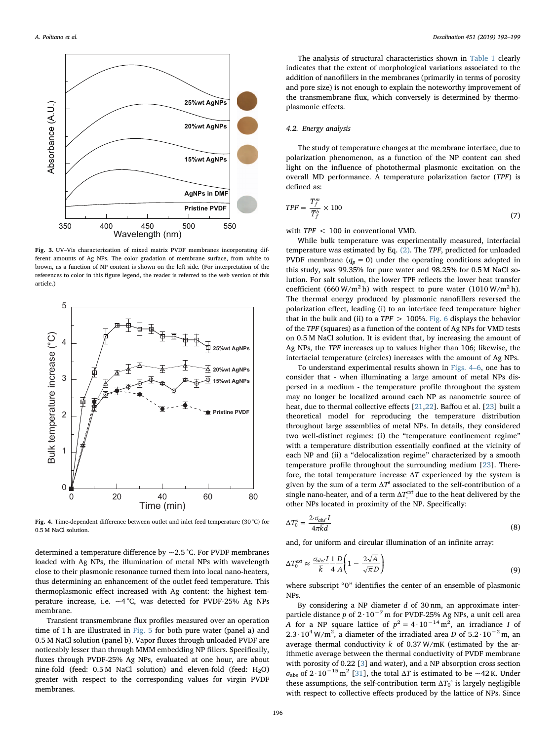Fig. 3. UV–Vis characterization of mixed matrix PVDF membranes incorporating different amounts of Ag NPs. The color gradation of membrane surface, from white to brown, as a function of NP content is shown on the left side. (For interpretation of the references to color in this figure legend, the reader is referred to the web version of this article.)

Fig. 4. Time-dependent difference between outlet and inlet feed temperature (30 °C) for 0.5 M NaCl solution.

determined a temperature difference by ~2.5 °C. For PVDF membranes loaded with Ag NPs, the illumination of metal NPs with wavelength close to their plasmonic resonance turned them into local nano-heaters, thus determining an enhancement of the outlet feed temperature. This thermoplasmonic effect increased with Ag content: the highest temperature increase, i.e. ~4 °C, was detected for PVDF-25% Ag NPs membrane.

Transient transmembrane flux profiles measured over an operation time of 1 h are illustrated in Fig. 5 for both pure water (panel a) and 0.5 M NaCl solution (panel b). Vapor fluxes through unloaded PVDF are noticeably lesser than through MMM embedding NP fillers. Specifically, fluxes through PVDF-25% Ag NPs, evaluated at one hour, are about nine-fold (feed: 0.5 M NaCl solution) and eleven-fold (feed: $H_2O$) greater with respect to the corresponding values for virgin PVDF membranes.

The analysis of structural characteristics shown in Table 1 clearly indicates that the extent of morphological variations associated to the addition of nanofillers in the membranes (primarily in terms of porosity and pore size) is not enough to explain the noteworthy improvement of the transmembrane flux, which conversely is determined by thermo-plasmonic effects.

### 4.2. Energy analysis

The study of temperature changes at the membrane interface, due to polarization phenomenon, as a function of the NP content can shed light on the influence of photothermal plasmonic excitation on the overall MD performance. A temperature polarization factor (*TPF*) is defined as:

$$TPF = \frac{T_f^m}{T_f^b} \times 100 \tag{7}$$

with $TPF < 100$ in conventional VMD.

While bulk temperature was experimentally measured, interfacial temperature was estimated by Eq. (2). The *TPF*, predicted for unloaded PVDF membrane ($q_p = 0$) under the operating conditions adopted in this study, was 99.35% for pure water and 98.25% for 0.5 M NaCl solution. For salt solution, the lower TPF reflects the lower heat transfer coefficient (660 W/m$^2$ h) with respect to pure water (1010 W/m$^2$ h). The thermal energy produced by plasmonic nanofillers reversed the polarization effect, leading (i) to an interface feed temperature higher that in the bulk and (ii) to a $TPF > 100\%$. Fig. 6 displays the behavior of the *TPF* (squares) as a function of the content of Ag NPs for VMD tests on 0.5 M NaCl solution. It is evident that, by increasing the amount of Ag NPs, the *TPF* increases up to values higher than 106; likewise, the interfacial temperature (circles) increases with the amount of Ag NPs.

To understand experimental results shown in Figs. 4–6, one has to consider that - when illuminating a large amount of metal NPs dispersed in a medium - the temperature profile throughout the system may no longer be localized around each NP as nanometric source of heat, due to thermal collective effects [21,22]. Baffou et al. [23] built a theoretical model for reproducing the temperature distribution throughout large assemblies of metal NPs. In details, they considered two well-distinct regimes: (i) the "temperature confinement regime" with a temperature distribution essentially confined at the vicinity of each NP and (ii) a "delocalization regime" characterized by a smooth temperature profile throughout the surrounding medium [23]. Therefore, the total temperature increase $\Delta T$ experienced by the system is given by the sum of a term $\Delta T^s$ associated to the self-contribution of a single nano-heater, and of a term $\Delta T_i^{ext}$ due to the heat delivered by the other NPs located in proximity of the NP. Specifically:

$$\Delta T_0^s = \frac{2 \cdot \sigma_{abs} \cdot I}{4\pi \bar{k} d} \tag{8}$$

and, for uniform and circular illumination of an infinite array:

$$\Delta T_0^{ext} \approx \frac{\sigma_{abs} \cdot I}{\bar{k}} \frac{1}{4} \frac{D}{A} \left( 1 - \frac{2\sqrt{A}}{\sqrt{\pi} D} \right) \tag{9}$$

where subscript "0" identifies the center of an ensemble of plasmonic NPs.

By considering a NP diameter $d$ of 30 nm, an approximate inter-particle distance $p$ of $2 \cdot 10^{-7}$ m for PVDF-25% Ag NPs, a unit cell area $A$ for a NP square lattice of $p^2 = 4 \cdot 10^{-14}$ m$^2$, an irradiance $I$ of $2.3 \cdot 10^4$ W/m$^2$, a diameter of the irradiated area $D$ of $5.2 \cdot 10^{-2}$ m, an average thermal conductivity $\bar{k}$ of 0.37 W/mK (estimated by the arithmetic average between the thermal conductivity of PVDF membrane with porosity of 0.22 [3] and water), and a NP absorption cross section $\sigma_{abs}$ of $2 \cdot 10^{-15}$ m$^2$ [31], the total $\Delta T$ is estimated to be ~42 K. Under these assumptions, the self-contribution term $\Delta T_0^s$ is largely negligible with respect to collective effects produced by the lattice of NPs. Since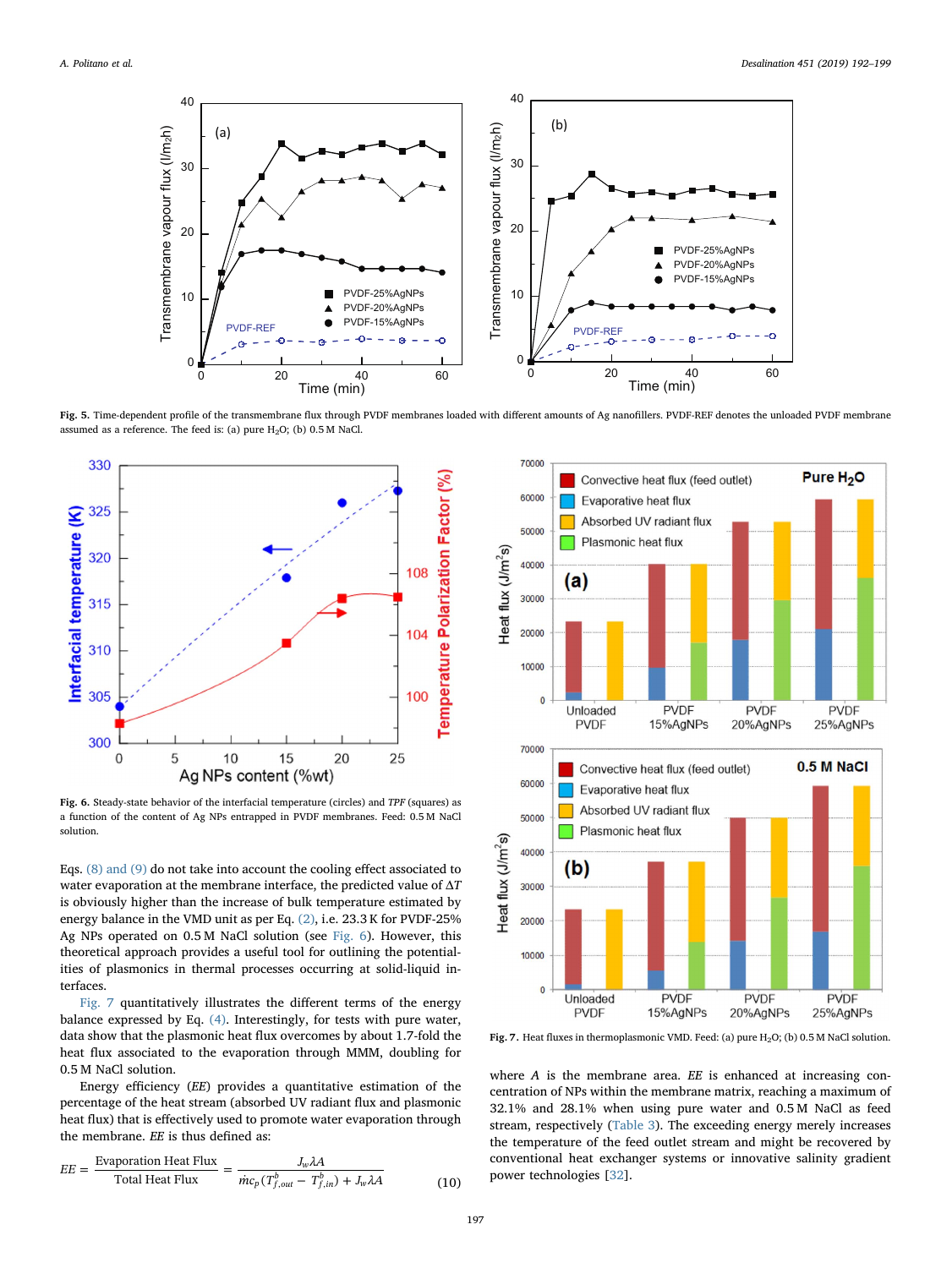**Fig. 5.** Time-dependent profile of the transmembrane flux through PVDF membranes loaded with different amounts of Ag nanofillers. PVDF-REF denotes the unloaded PVDF membrane assumed as a reference. The feed is: (a) pure $H_2O$; (b) 0.5 M NaCl.

**Fig. 6.** Steady-state behavior of the interfacial temperature (circles) and *TPF* (squares) as a function of the content of Ag NPs entrapped in PVDF membranes. Feed: 0.5 M NaCl solution.

**Fig. 7.** Heat fluxes in thermoplasmonic VMD. Feed: (a) pure $H_2O$; (b) 0.5 M NaCl solution.

Eqs. (8) and (9) do not take into account the cooling effect associated to water evaporation at the membrane interface, the predicted value of $\Delta T$ is obviously higher than the increase of bulk temperature estimated by energy balance in the VMD unit as per Eq. (2), i.e. 23.3 K for PVDF-25% Ag NPs operated on 0.5 M NaCl solution (see Fig. 6). However, this theoretical approach provides a useful tool for outlining the potentialities of plasmonics in thermal processes occurring at solid-liquid interfaces.

Fig. 7 quantitatively illustrates the different terms of the energy balance expressed by Eq. (4). Interestingly, for tests with pure water, data show that the plasmonic heat flux overcomes by about 1.7-fold the heat flux associated to the evaporation through MMM, doubling for 0.5 M NaCl solution.

Energy efficiency (*EE*) provides a quantitative estimation of the percentage of the heat stream (absorbed UV radiant flux and plasmonic heat flux) that is effectively used to promote water evaporation through the membrane. *EE* is thus defined as:

$$EE = \frac{\text{Evaporation Heat Flux}}{\text{Total Heat Flux}} = \frac{J_w \lambda A}{\dot{m} c_p (T_{f,out}^b - T_{f,in}^b) + J_w \lambda A} \tag{10}$$

where $A$ is the membrane area. *EE* is enhanced at increasing concentration of NPs within the membrane matrix, reaching a maximum of 32.1% and 28.1% when using pure water and 0.5 M NaCl as feed stream, respectively (Table 3). The exceeding energy merely increases the temperature of the feed outlet stream and might be recovered by conventional heat exchanger systems or innovative salinity gradient power technologies [32].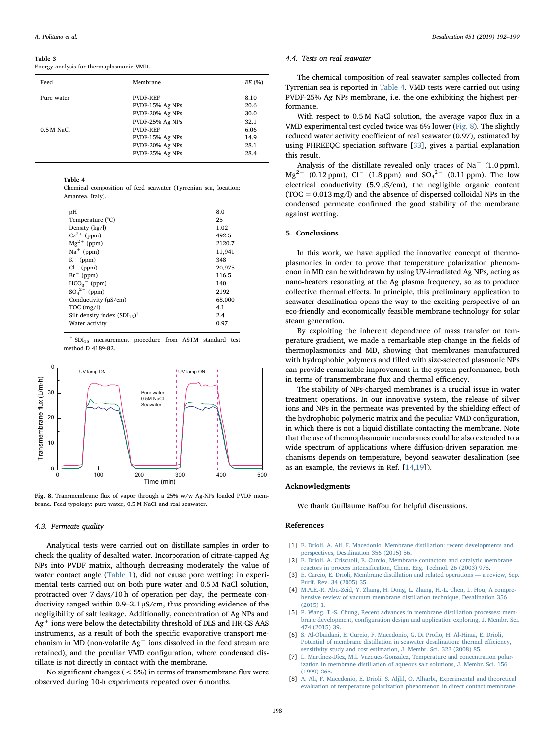**Table 3**
Energy analysis for thermoplasmonic VMD.

| Feed | Membrane | EE (%) |
|---|---|---|
| Pure water | PVDF-REF | 8.10 |
| | PVDF-15% Ag NPs | 20.6 |
| | PVDF-20% Ag NPs | 30.0 |
| | PVDF-25% Ag NPs | 32.1 |
| 0.5 M NaCl | PVDF-REF | 6.06 |
| | PVDF-15% Ag NPs | 14.9 |
| | PVDF-20% Ag NPs | 28.1 |
| | PVDF-25% Ag NPs | 28.4 |

**Table 4**
Chemical composition of feed seawater (Tyrrenian sea, location: Amantea, Italy).

| | |
|---|---|
| pH | 8.0 |
| Temperature (°C) | 25 |
| Density (kg/l) | 1.02 |
| $Ca^{2+}$ (ppm) | 492.5 |
| $Mg^{2+}$ (ppm) | 2120.7 |
| $Na^{+}$ (ppm) | 11,941 |
| $K^{+}$ (ppm) | 348 |
| $Cl^{-}$ (ppm) | 20,975 |
| $Br^{-}$ (ppm) | 116.5 |
| $HCO_3^{-}$ (ppm) | 140 |
| $SO_4^{2-}$ (ppm) | 2192 |
| Conductivity (μS/cm) | 68,000 |
| TOC (mg/l) | 4.1 |
| Silt density index ($SDI_{15}$)[†] | 2.4 |
| Water activity | 0.97 |

[†] $SDI_{15}$ measurement procedure from ASTM standard test method D 4189-82.

UV lamp ON
UV lamp ON
Transmembrane flux (L/m$_2$h)
Time (min)
Pure water
0.5M NaCl
Seawater
0
10
20
30
0
0
100
200
300
400
500

**Fig. 8.** Transmembrane flux of vapor through a 25% w/w Ag-NPs loaded PVDF membrane. Feed typology: pure water, 0.5 M NaCl and real seawater.

### 4.3. Permeate quality

Analytical tests were carried out on distillate samples in order to check the quality of desalted water. Incorporation of citrate-capped Ag NPs into PVDF matrix, although decreasing moderately the value of water contact angle (Table 1), did not cause pore wetting: in experimental tests carried out on both pure water and 0.5 M NaCl solution, protracted over 7 days/10 h of operation per day, the permeate conductivity ranged within 0.9–2.1 μS/cm, thus providing evidence of the negligibility of salt leakage. Additionally, concentration of Ag NPs and $Ag^{+}$ ions were below the detectability threshold of DLS and HR-CS AAS instruments, as a result of both the specific evaporative transport mechanism in MD (non-volatile $Ag^{+}$ ions dissolved in the feed stream are retained), and the peculiar VMD configuration, where condensed distillate is not directly in contact with the membrane.

No significant changes (< 5%) in terms of transmembrane flux were observed during 10-h experiments repeated over 6 months.

### 4.4. Tests on real seawater

The chemical composition of real seawater samples collected from Tyrrenian sea is reported in Table 4. VMD tests were carried out using PVDF-25% Ag NPs membrane, i.e. the one exhibiting the highest performance.

With respect to 0.5 M NaCl solution, the average vapor flux in a VMD experimental test cycled twice was 6% lower (Fig. 8). The slightly reduced water activity coefficient of real seawater (0.97), estimated by using PHREEQC speciation software [33], gives a partial explanation this result.

Analysis of the distillate revealed only traces of $Na^{+}$ (1.0 ppm), $Mg^{2+}$ (0.12 ppm), $Cl^{-}$ (1.8 ppm) and $SO_4^{2-}$ (0.11 ppm). The low electrical conductivity (5.9 μS/cm), the negligible organic content (TOC = 0.013 mg/l) and the absence of dispersed colloidal NPs in the condensed permeate confirmed the good stability of the membrane against wetting.

## 5. Conclusions

In this work, we have applied the innovative concept of thermoplasmonics in order to prove that temperature polarization phenomenon in MD can be withdrawn by using UV-irradiated Ag NPs, acting as nano-heaters resonating at the Ag plasma frequency, so as to produce collective thermal effects. In principle, this preliminary application to seawater desalination opens the way to the exciting perspective of an eco-friendly and economically feasible membrane technology for solar steam generation.

By exploiting the inherent dependence of mass transfer on temperature gradient, we made a remarkable step-change in the fields of thermoplasmonics and MD, showing that membranes manufactured with hydrophobic polymers and filled with size-selected plasmonic NPs can provide remarkable improvement in the system performance, both in terms of transmembrane flux and thermal efficiency.

The stability of NPs-charged membranes is a crucial issue in water treatment operations. In our innovative system, the release of silver ions and NPs in the permeate was prevented by the shielding effect of the hydrophobic polymeric matrix and the peculiar VMD configuration, in which there is not a liquid distillate contacting the membrane. Note that the use of thermoplasmonic membranes could be also extended to a wide spectrum of applications where diffusion-driven separation mechanisms depends on temperature, beyond seawater desalination (see as an example, the reviews in Ref. [14,19]).

## Acknowledgments

We thank Guillaume Baffou for helpful discussions.

## References

[1] E. Drioli, A. Ali, F. Macedonio, Membrane distillation: recent developments and perspectives, Desalination 356 (2015) 56.

[2] E. Drioli, A. Criscuoli, E. Curcio, Membrane contactors and catalytic membrane reactors in process intensification, Chem. Eng. Technol. 26 (2003) 975.

[3] E. Curcio, E. Drioli, Membrane distillation and related operations — a review, Sep. Purif. Rev. 34 (2005) 35.

[4] M.A.E.-R. Abu-Zeid, Y. Zhang, H. Dong, L. Zhang, H.-L. Chen, L. Hou, A comprehensive review of vacuum membrane distillation technique, Desalination 356 (2015) 1.

[5] P. Wang, T.-S. Chung, Recent advances in membrane distillation processes: membrane development, configuration design and application exploring, J. Membr. Sci. 474 (2015) 39.

[6] S. Al-Obaidani, E. Curcio, F. Macedonio, G. Di Profio, H. Al-Hinai, E. Drioli, Potential of membrane distillation in seawater desalination: thermal efficiency, sensitivity study and cost estimation, J. Membr. Sci. 323 (2008) 85.

[7] L. Martínez-Díez, M.I. Vazquez-Gonzalez, Temperature and concentration polarization in membrane distillation of aqueous salt solutions, J. Membr. Sci. 156 (1999) 265.

[8] A. Ali, F. Macedonio, E. Drioli, S. Aljlil, O. Alharbi, Experimental and theoretical evaluation of temperature polarization phenomenon in direct contact membrane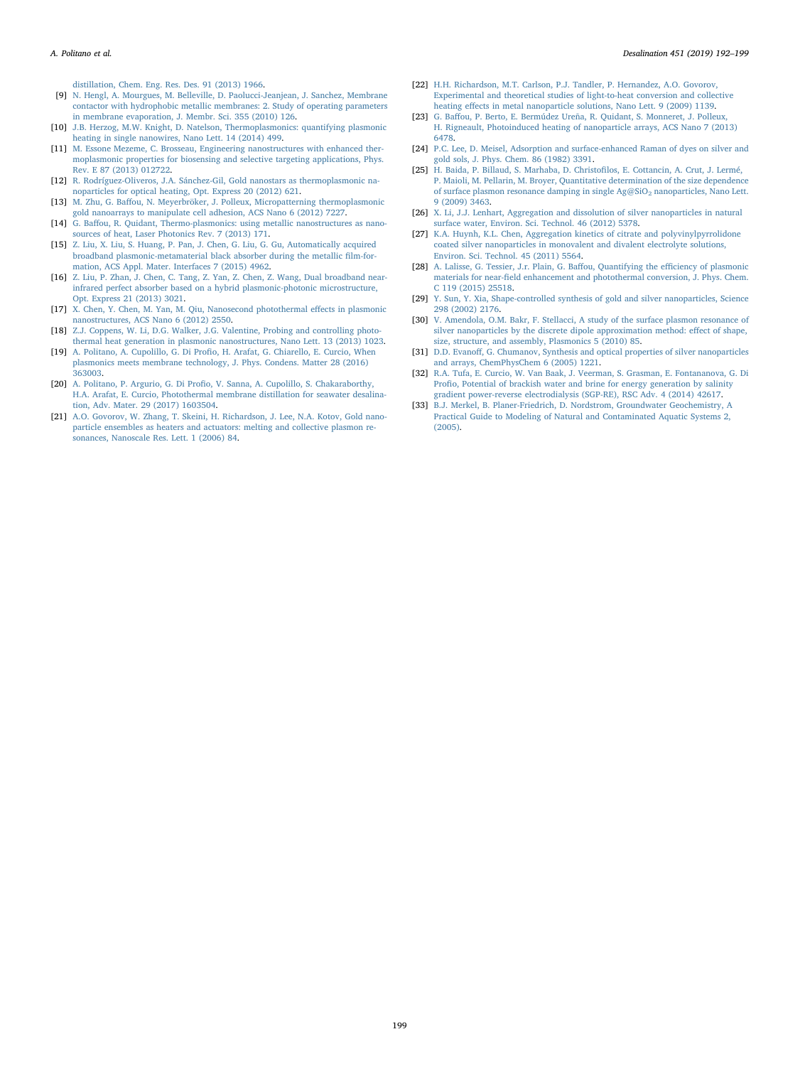distillation, Chem. Eng. Res. Des. 91 (2013) 1966.

[9] N. Hengl, A. Mourgues, M. Belleville, D. Paolucci-Jeanjean, J. Sanchez, Membrane contactor with hydrophobic metallic membranes: 2. Study of operating parameters in membrane evaporation, J. Membr. Sci. 355 (2010) 126.

[10] J.B. Herzog, M.W. Knight, D. Natelson, Thermoplasmonics: quantifying plasmonic heating in single nanowires, Nano Lett. 14 (2014) 499.

[11] M. Essone Mezeme, C. Brosseau, Engineering nanostructures with enhanced thermoplasmonic properties for biosensing and selective targeting applications, Phys. Rev. E 87 (2013) 012722.

[12] R. Rodríguez-Oliveros, J.A. Sánchez-Gil, Gold nanostars as thermoplasmonic nanoparticles for optical heating, Opt. Express 20 (2012) 621.

[13] M. Zhu, G. Baffou, N. Meyerbröker, J. Polleux, Micropatterning thermoplasmonic gold nanoarrays to manipulate cell adhesion, ACS Nano 6 (2012) 7227.

[14] G. Baffou, R. Quidant, Thermo-plasmonics: using metallic nanostructures as nanosources of heat, Laser Photonics Rev. 7 (2013) 171.

[15] Z. Liu, X. Liu, S. Huang, P. Pan, J. Chen, G. Liu, G. Gu, Automatically acquired broadband plasmonic-metamaterial black absorber during the metallic film-formation, ACS Appl. Mater. Interfaces 7 (2015) 4962.

[16] Z. Liu, P. Zhan, J. Chen, C. Tang, Z. Yan, Z. Chen, Z. Wang, Dual broadband near-infrared perfect absorber based on a hybrid plasmonic-photonic microstructure, Opt. Express 21 (2013) 3021.

[17] X. Chen, Y. Chen, M. Yan, M. Qiu, Nanosecond photothermal effects in plasmonic nanostructures, ACS Nano 6 (2012) 2550.

[18] Z.J. Coppens, W. Li, D.G. Walker, J.G. Valentine, Probing and controlling photothermal heat generation in plasmonic nanostructures, Nano Lett. 13 (2013) 1023.

[19] A. Politano, A. Cupolillo, G. Di Profio, H. Arafat, G. Chiarello, E. Curcio, When plasmonics meets membrane technology, J. Phys. Condens. Matter 28 (2016) 363003.

[20] A. Politano, P. Argurio, G. Di Profio, V. Sanna, A. Cupolillo, S. Chakaraborthy, H.A. Arafat, E. Curcio, Photothermal membrane distillation for seawater desalination, Adv. Mater. 29 (2017) 1603504.

[21] A.O. Govorov, W. Zhang, T. Skeini, H. Richardson, J. Lee, N.A. Kotov, Gold nanoparticle ensembles as heaters and actuators: melting and collective plasmon resonances, Nanoscale Res. Lett. 1 (2006) 84.

[22] H.H. Richardson, M.T. Carlson, P.J. Tandler, P. Hernandez, A.O. Govorov, Experimental and theoretical studies of light-to-heat conversion and collective heating effects in metal nanoparticle solutions, Nano Lett. 9 (2009) 1139.

[23] G. Baffou, P. Berto, E. Bermúdez Ureña, R. Quidant, S. Monneret, J. Polleux, H. Rigneault, Photoinduced heating of nanoparticle arrays, ACS Nano 7 (2013) 6478.

[24] P.C. Lee, D. Meisel, Adsorption and surface-enhanced Raman of dyes on silver and gold sols, J. Phys. Chem. 86 (1982) 3391.

[25] H. Baida, P. Billaud, S. Marhaba, D. Christofilos, E. Cottancin, A. Crut, J. Lermé, P. Maioli, M. Pellarin, M. Broyer, Quantitative determination of the size dependence of surface plasmon resonance damping in single Ag@$SiO_2$ nanoparticles, Nano Lett. 9 (2009) 3463.

[26] X. Li, J.J. Lenhart, Aggregation and dissolution of silver nanoparticles in natural surface water, Environ. Sci. Technol. 46 (2012) 5378.

[27] K.A. Huynh, K.L. Chen, Aggregation kinetics of citrate and polyvinylpyrrolidone coated silver nanoparticles in monovalent and divalent electrolyte solutions, Environ. Sci. Technol. 45 (2011) 5564.

[28] A. Lalisse, G. Tessier, J.r. Plain, G. Baffou, Quantifying the efficiency of plasmonic materials for near-field enhancement and photothermal conversion, J. Phys. Chem. C 119 (2015) 25518.

[29] Y. Sun, Y. Xia, Shape-controlled synthesis of gold and silver nanoparticles, Science 298 (2002) 2176.

[30] V. Amendola, O.M. Bakr, F. Stellacci, A study of the surface plasmon resonance of silver nanoparticles by the discrete dipole approximation method: effect of shape, size, structure, and assembly, Plasmonics 5 (2010) 85.

[31] D.D. Evanoff, G. Chumanov, Synthesis and optical properties of silver nanoparticles and arrays, ChemPhysChem 6 (2005) 1221.

[32] R.A. Tufa, E. Curcio, W. Van Baak, J. Veerman, S. Grasman, E. Fontananova, G. Di Profio, Potential of brackish water and brine for energy generation by salinity gradient power-reverse electrodialysis (SGP-RE), RSC Adv. 4 (2014) 42617.

[33] B.J. Merkel, B. Planer-Friedrich, D. Nordstrom, Groundwater Geochemistry, A Practical Guide to Modeling of Natural and Contaminated Aquatic Systems 2, (2005).